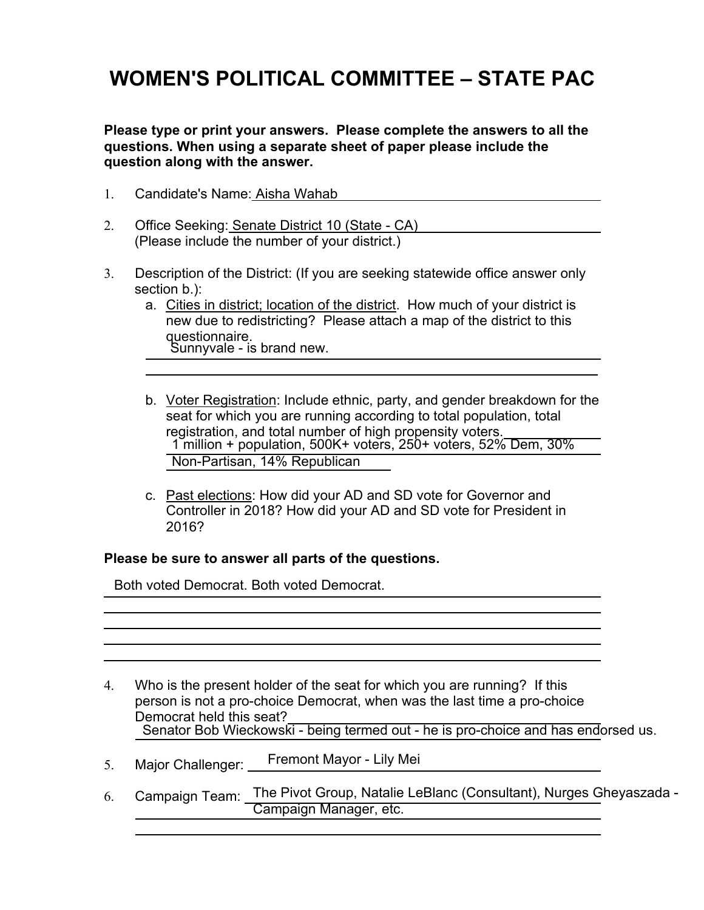# WOMEN'S POLITICAL COMMITTEE – STATE PAC

**Please type or print your answers. Please complete the answers to all the questions. When using a separate sheet of paper please include the question along with the answer.**

1. Candidate's Name: Aisha Wahab

2. Office Seeking: Senate District 10 (State - CA)
   (Please include the number of your district.)

3. Description of the District: (If you are seeking statewide office answer only section b.):
   a. Cities in district; location of the district. How much of your district is new due to redistricting? Please attach a map of the district to this questionnaire.
      Sunnyvale - is brand new.

   b. Voter Registration: Include ethnic, party, and gender breakdown for the seat for which you are running according to total population, total registration, and total number of high propensity voters.
      1 million + population, 500K+ voters, 250+ voters, 52% Dem, 30% Non-Partisan, 14% Republican

   c. Past elections: How did your AD and SD vote for Governor and Controller in 2018? How did your AD and SD vote for President in 2016?

**Please be sure to answer all parts of the questions.**

Both voted Democrat. Both voted Democrat.

4. Who is the present holder of the seat for which you are running? If this person is not a pro-choice Democrat, when was the last time a pro-choice Democrat held this seat?
   Senator Bob Wieckowski - being termed out - he is pro-choice and has endorsed us.

5. Major Challenger: Fremont Mayor - Lily Mei

6. Campaign Team: The Pivot Group, Natalie LeBlanc (Consultant), Nurges Gheyaszada - Campaign Manager, etc.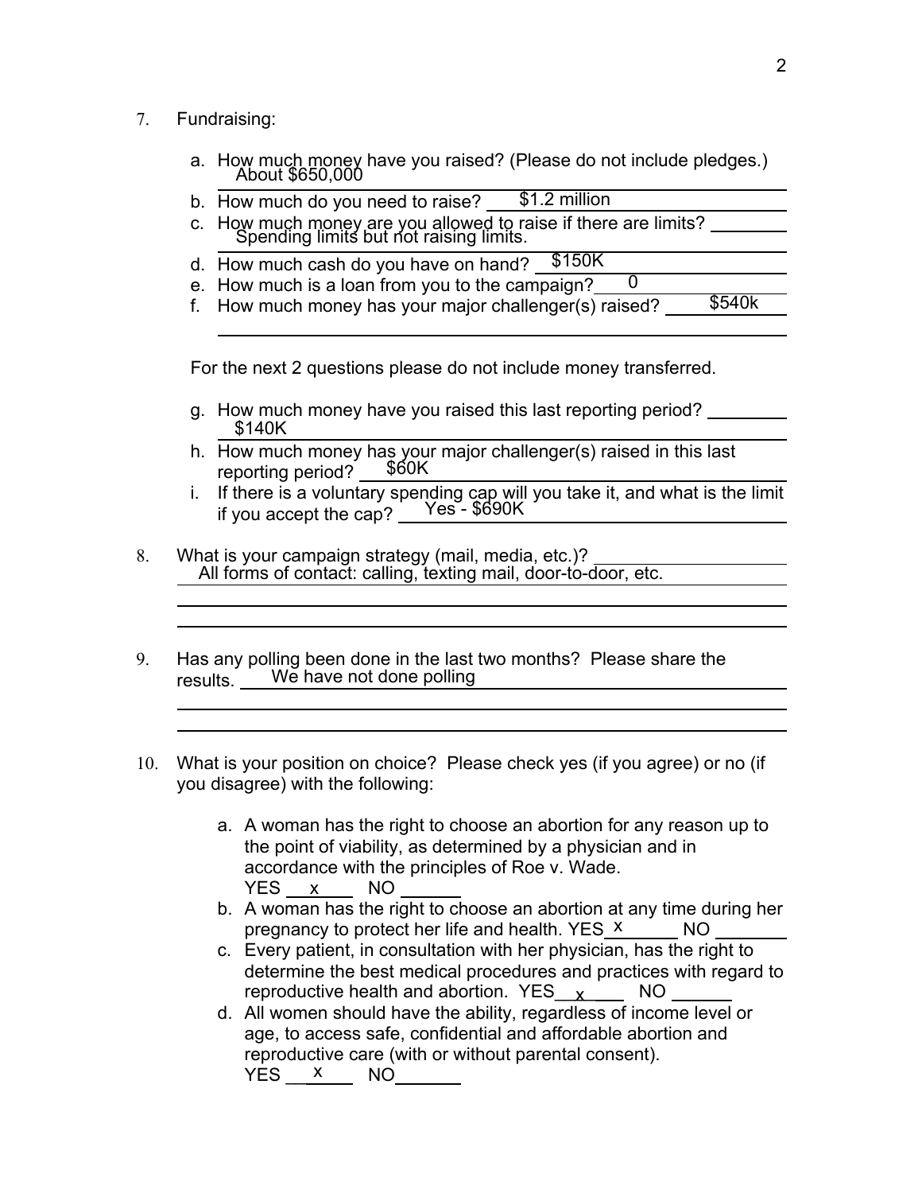7. Fundraising:

   a. How much money have you raised? (Please do not include pledges.) About $650,000
   
   b. How much do you need to raise? $1.2 million
   
   c. How much money are you allowed to raise if there are limits? Spending limits but not raising limits.
   
   d. How much cash do you have on hand? $150K
   
   e. How much is a loan from you to the campaign? 0
   
   f. How much money has your major challenger(s) raised? $540k

   For the next 2 questions please do not include money transferred.

   g. How much money have you raised this last reporting period? $140K
   
   h. How much money has your major challenger(s) raised in this last reporting period? $60K
   
   i. If there is a voluntary spending cap will you take it, and what is the limit if you accept the cap? Yes - $690K

8. What is your campaign strategy (mail, media, etc.)? All forms of contact: calling, texting mail, door-to-door, etc.

9. Has any polling been done in the last two months? Please share the results. We have not done polling

10. What is your position on choice? Please check yes (if you agree) or no (if you disagree) with the following:

    a. A woman has the right to choose an abortion for any reason up to the point of viability, as determined by a physician and in accordance with the principles of Roe v. Wade.
       YES x NO
    
    b. A woman has the right to choose an abortion at any time during her pregnancy to protect her life and health. YES x NO
    
    c. Every patient, in consultation with her physician, has the right to determine the best medical procedures and practices with regard to reproductive health and abortion. YES x NO
    
    d. All women should have the ability, regardless of income level or age, to access safe, confidential and affordable abortion and reproductive care (with or without parental consent).
       YES x NO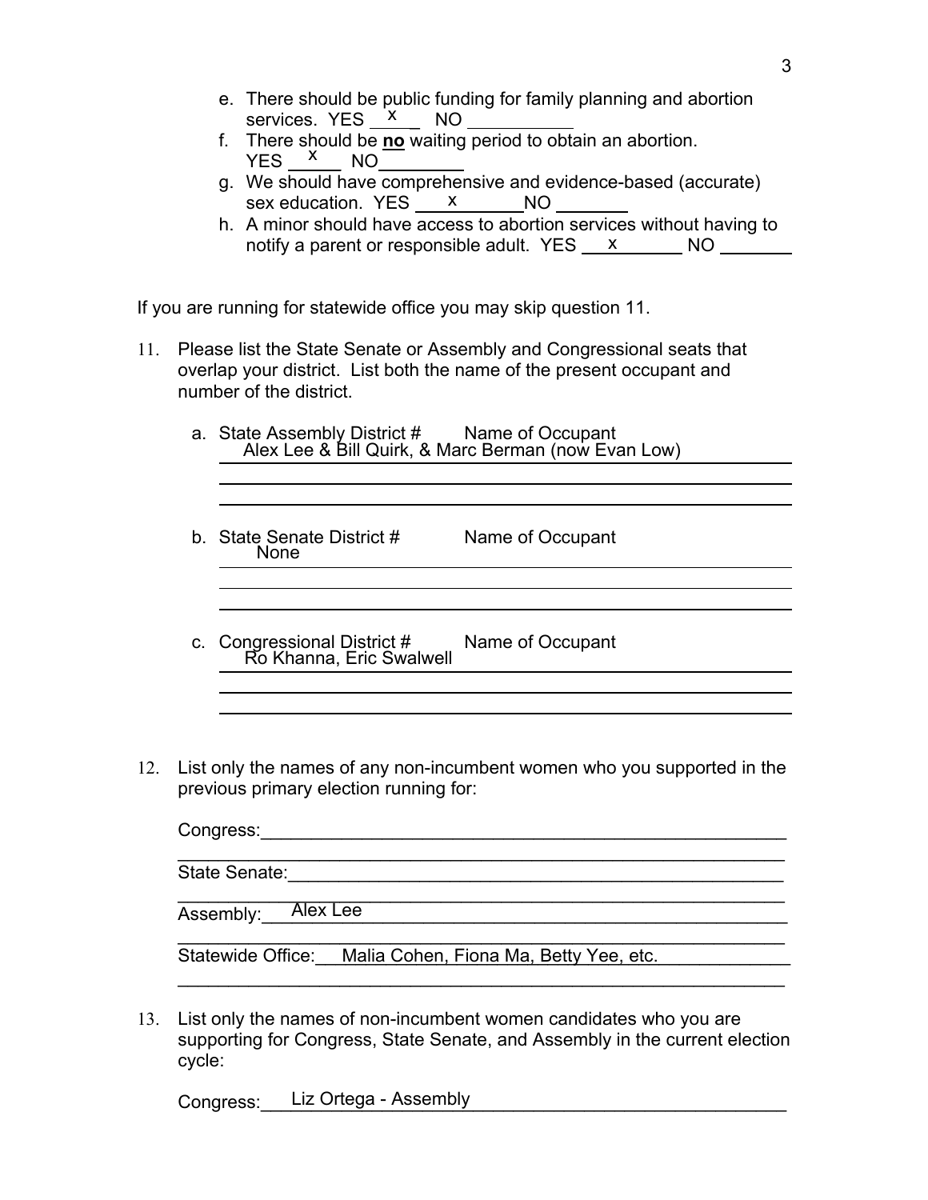e. There should be public funding for family planning and abortion services. YES \_\_x\_\_ NO \_\_\_\_\_\_\_\_\_\_

f. There should be **no** waiting period to obtain an abortion. YES \_\_x\_\_ NO \_\_\_\_\_\_\_\_

g. We should have comprehensive and evidence-based (accurate) sex education. YES \_\_x\_\_\_\_ NO \_\_\_\_\_\_\_

h. A minor should have access to abortion services without having to notify a parent or responsible adult. YES \_\_x\_\_\_\_ NO \_\_\_\_\_\_\_

If you are running for statewide office you may skip question 11.

11. Please list the State Senate or Assembly and Congressional seats that overlap your district. List both the name of the present occupant and number of the district.

    a. State Assembly District # Name of Occupant
       Alex Lee & Bill Quirk, & Marc Berman (now Evan Low)

    b. State Senate District # Name of Occupant
       None

    c. Congressional District # Name of Occupant
       Ro Khanna, Eric Swalwell

12. List only the names of any non-incumbent women who you supported in the previous primary election running for:

    Congress:\_\_\_\_\_\_\_\_\_\_\_\_\_\_\_\_\_\_\_\_\_\_\_\_\_\_\_\_\_\_\_\_\_\_\_\_\_\_\_\_

    State Senate:\_\_\_\_\_\_\_\_\_\_\_\_\_\_\_\_\_\_\_\_\_\_\_\_\_\_\_\_\_\_\_\_\_\_\_\_\_

    Assembly: Alex Lee

    Statewide Office: Malia Cohen, Fiona Ma, Betty Yee, etc.

13. List only the names of non-incumbent women candidates who you are supporting for Congress, State Senate, and Assembly in the current election cycle:

    Congress: Liz Ortega - Assembly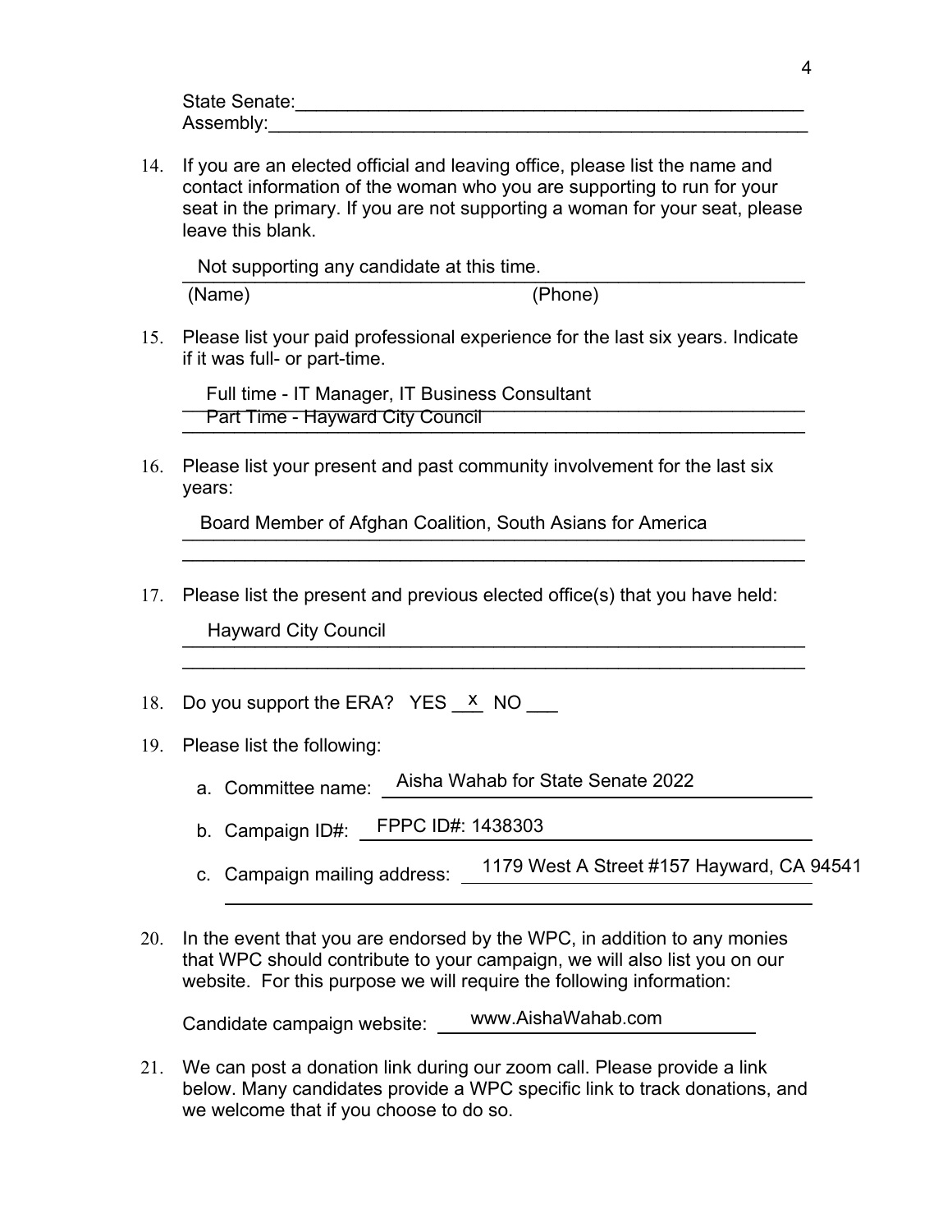State Senate:\_\_\_\_\_\_\_\_\_\_\_\_\_\_\_\_\_\_\_\_\_\_\_\_\_\_\_\_\_\_\_\_\_\_\_\_\_\_\_\_\_\_\_\_\_\_\_\_\_\_

Assembly:\_\_\_\_\_\_\_\_\_\_\_\_\_\_\_\_\_\_\_\_\_\_\_\_\_\_\_\_\_\_\_\_\_\_\_\_\_\_\_\_\_\_\_\_\_\_\_\_\_\_\_\_\_\_

14. If you are an elected official and leaving office, please list the name and contact information of the woman who you are supporting to run for your seat in the primary. If you are not supporting a woman for your seat, please leave this blank.

    Not supporting any candidate at this time.

    (Name) (Phone)

15. Please list your paid professional experience for the last six years. Indicate if it was full- or part-time.

    Full time - IT Manager, IT Business Consultant

    Part Time - Hayward City Council

16. Please list your present and past community involvement for the last six years:

    Board Member of Afghan Coalition, South Asians for America

17. Please list the present and previous elected office(s) that you have held:

    Hayward City Council

18. Do you support the ERA? YES \_x\_ NO \_\_\_

19. Please list the following:

    a. Committee name: Aisha Wahab for State Senate 2022

    b. Campaign ID#: FPPC ID#: 1438303

    c. Campaign mailing address: 1179 West A Street #157 Hayward, CA 94541

20. In the event that you are endorsed by the WPC, in addition to any monies that WPC should contribute to your campaign, we will also list you on our website. For this purpose we will require the following information:

    Candidate campaign website: www.AishaWahab.com

21. We can post a donation link during our zoom call. Please provide a link below. Many candidates provide a WPC specific link to track donations, and we welcome that if you choose to do so.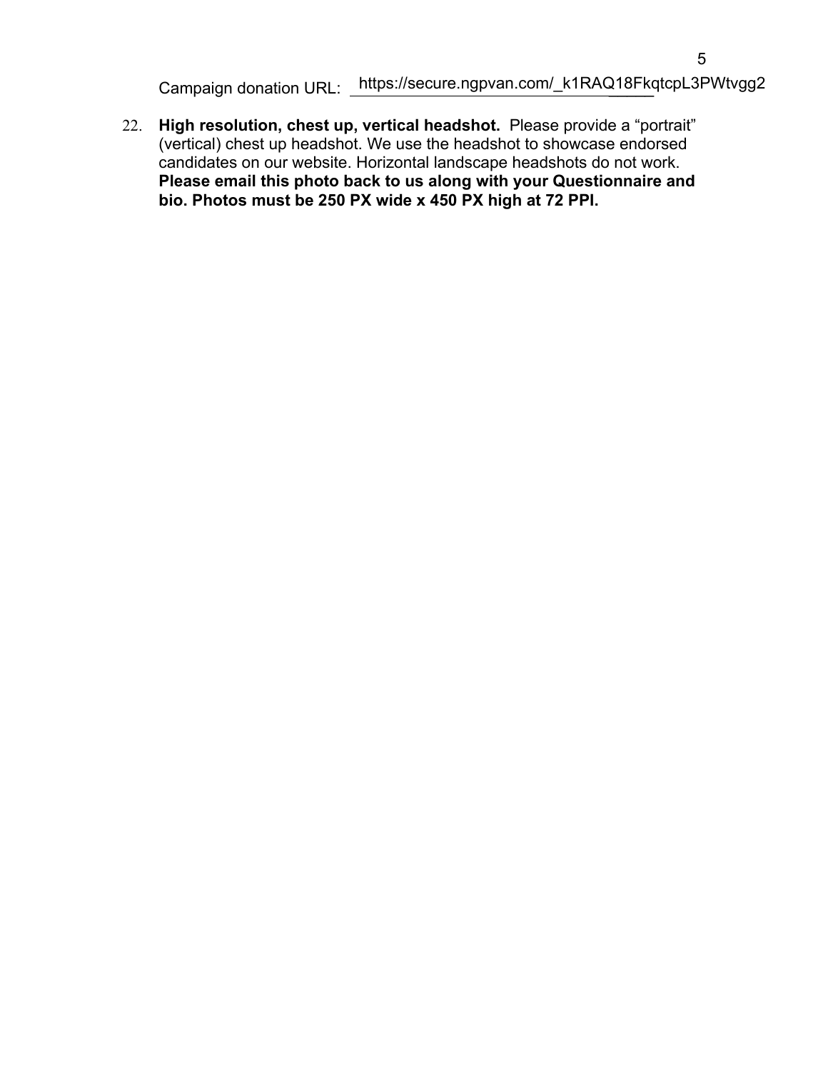Campaign donation URL: https://secure.ngpvan.com/_k1RAQ18FkqtcpL3PWtvgg2

22. **High resolution, chest up, vertical headshot.** Please provide a "portrait" (vertical) chest up headshot. We use the headshot to showcase endorsed candidates on our website. Horizontal landscape headshots do not work. **Please email this photo back to us along with your Questionnaire and bio. Photos must be 250 PX wide x 450 PX high at 72 PPI.**